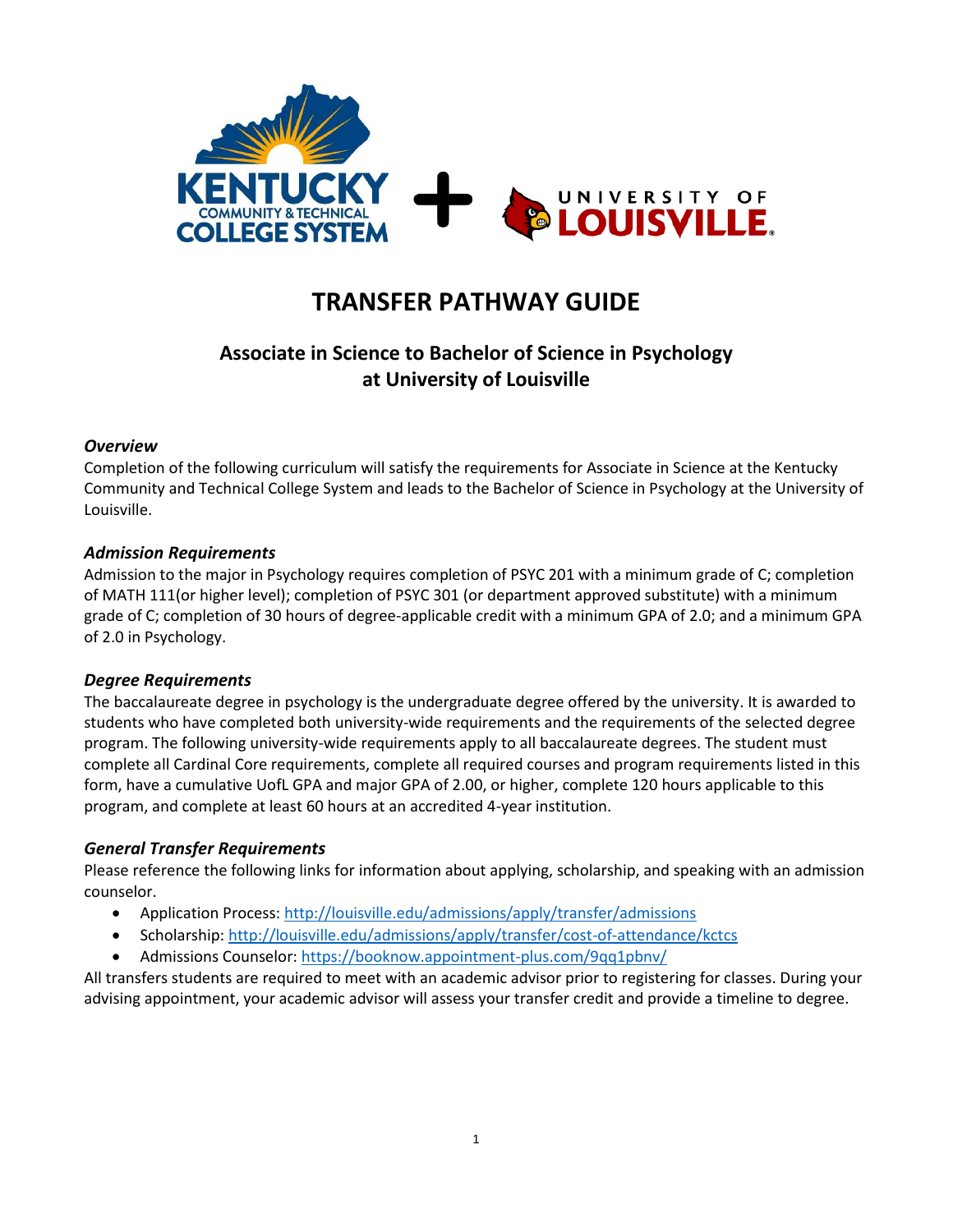# TRANSFER PATHWAY GUIDE

## Associate in Science to Bachelor of Science in Psychology at University of Louisville

### *Overview*

Completion of the following curriculum will satisfy the requirements for Associate in Science at the Kentucky Community and Technical College System and leads to the Bachelor of Science in Psychology at the University of Louisville.

### *Admission Requirements*

Admission to the major in Psychology requires completion of PSYC 201 with a minimum grade of C; completion of MATH 111(or higher level); completion of PSYC 301 (or department approved substitute) with a minimum grade of C; completion of 30 hours of degree-applicable credit with a minimum GPA of 2.0; and a minimum GPA of 2.0 in Psychology.

### *Degree Requirements*

The baccalaureate degree in psychology is the undergraduate degree offered by the university. It is awarded to students who have completed both university-wide requirements and the requirements of the selected degree program. The following university-wide requirements apply to all baccalaureate degrees. The student must complete all Cardinal Core requirements, complete all required courses and program requirements listed in this form, have a cumulative UofL GPA and major GPA of 2.00, or higher, complete 120 hours applicable to this program, and complete at least 60 hours at an accredited 4-year institution.

### *General Transfer Requirements*

Please reference the following links for information about applying, scholarship, and speaking with an admission counselor.

- Application Process: http://louisville.edu/admissions/apply/transfer/admissions
- Scholarship: http://louisville.edu/admissions/apply/transfer/cost-of-attendance/kctcs
- Admissions Counselor: https://booknow.appointment-plus.com/9qq1pbnv/

All transfers students are required to meet with an academic advisor prior to registering for classes. During your advising appointment, your academic advisor will assess your transfer credit and provide a timeline to degree.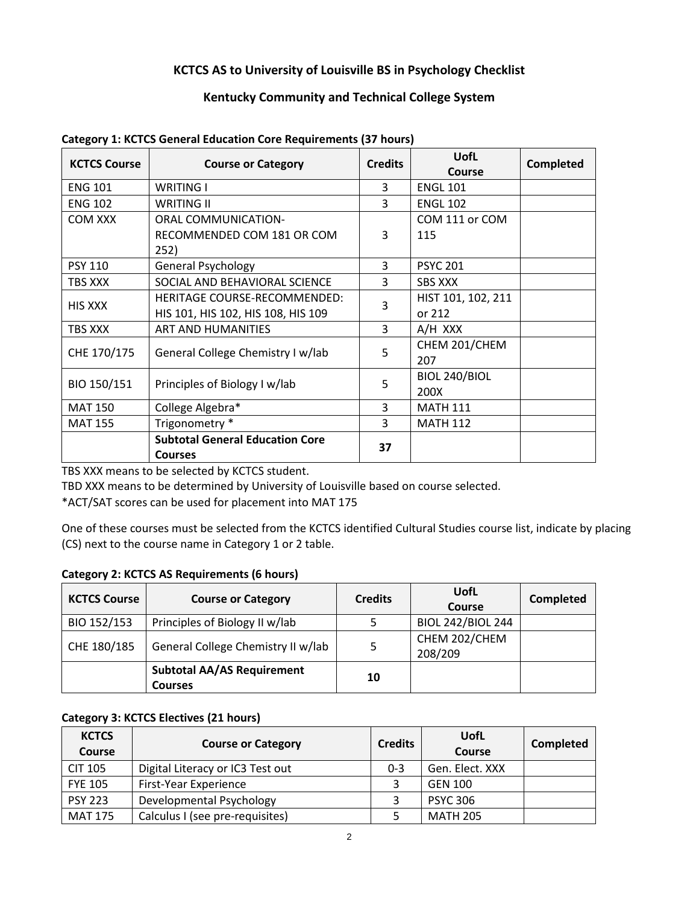## KCTCS AS to University of Louisville BS in Psychology Checklist

## Kentucky Community and Technical College System

**Category 1: KCTCS General Education Core Requirements (37 hours)**

| KCTCS Course | Course or Category | Credits | UofL Course | Completed |
|---|---|---|---|---|
| ENG 101 | WRITING I | 3 | ENGL 101 | |
| ENG 102 | WRITING II | 3 | ENGL 102 | |
| COM XXX | ORAL COMMUNICATION- RECOMMENDED COM 181 OR COM 252) | 3 | COM 111 or COM 115 | |
| PSY 110 | General Psychology | 3 | PSYC 201 | |
| TBS XXX | SOCIAL AND BEHAVIORAL SCIENCE | 3 | SBS XXX | |
| HIS XXX | HERITAGE COURSE-RECOMMENDED: HIS 101, HIS 102, HIS 108, HIS 109 | 3 | HIST 101, 102, 211 or 212 | |
| TBS XXX | ART AND HUMANITIES | 3 | A/H XXX | |
| CHE 170/175 | General College Chemistry I w/lab | 5 | CHEM 201/CHEM 207 | |
| BIO 150/151 | Principles of Biology I w/lab | 5 | BIOL 240/BIOL 200X | |
| MAT 150 | College Algebra* | 3 | MATH 111 | |
| MAT 155 | Trigonometry * | 3 | MATH 112 | |
| | **Subtotal General Education Core Courses** | **37** | | |

TBS XXX means to be selected by KCTCS student.

TBD XXX means to be determined by University of Louisville based on course selected.

*ACT/SAT scores can be used for placement into MAT 175

One of these courses must be selected from the KCTCS identified Cultural Studies course list, indicate by placing (CS) next to the course name in Category 1 or 2 table.

**Category 2: KCTCS AS Requirements (6 hours)**

| KCTCS Course | Course or Category | Credits | UofL Course | Completed |
|---|---|---|---|---|
| BIO 152/153 | Principles of Biology II w/lab | 5 | BIOL 242/BIOL 244 | |
| CHE 180/185 | General College Chemistry II w/lab | 5 | CHEM 202/CHEM 208/209 | |
| | **Subtotal AA/AS Requirement Courses** | **10** | | |

**Category 3: KCTCS Electives (21 hours)**

| KCTCS Course | Course or Category | Credits | UofL Course | Completed |
|---|---|---|---|---|
| CIT 105 | Digital Literacy or IC3 Test out | 0-3 | Gen. Elect. XXX | |
| FYE 105 | First-Year Experience | 3 | GEN 100 | |
| PSY 223 | Developmental Psychology | 3 | PSYC 306 | |
| MAT 175 | Calculus I (see pre-requisites) | 5 | MATH 205 | |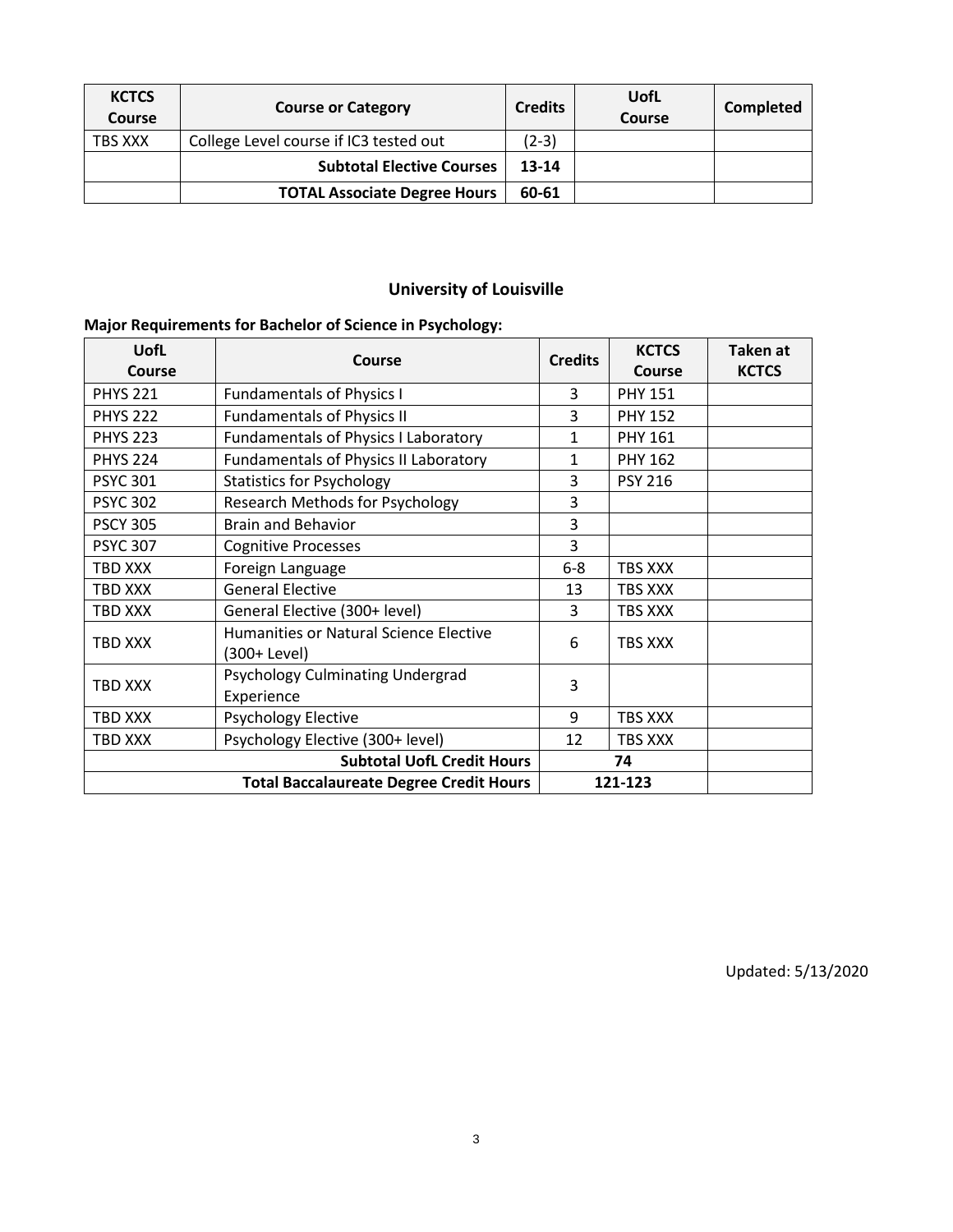| KCTCS Course | Course or Category | Credits | UofL Course | Completed |
|---|---|---|---|---|
| TBS XXX | College Level course if IC3 tested out | (2-3) | | |
| | **Subtotal Elective Courses** | **13-14** | | |
| | **TOTAL Associate Degree Hours** | **60-61** | | |

## University of Louisville

**Major Requirements for Bachelor of Science in Psychology:**

| UofL Course | Course | Credits | KCTCS Course | Taken at KCTCS |
|---|---|---|---|---|
| PHYS 221 | Fundamentals of Physics I | 3 | PHY 151 | |
| PHYS 222 | Fundamentals of Physics II | 3 | PHY 152 | |
| PHYS 223 | Fundamentals of Physics I Laboratory | 1 | PHY 161 | |
| PHYS 224 | Fundamentals of Physics II Laboratory | 1 | PHY 162 | |
| PSYC 301 | Statistics for Psychology | 3 | PSY 216 | |
| PSYC 302 | Research Methods for Psychology | 3 | | |
| PSCY 305 | Brain and Behavior | 3 | | |
| PSYC 307 | Cognitive Processes | 3 | | |
| TBD XXX | Foreign Language | 6-8 | TBS XXX | |
| TBD XXX | General Elective | 13 | TBS XXX | |
| TBD XXX | General Elective (300+ level) | 3 | TBS XXX | |
| TBD XXX | Humanities or Natural Science Elective (300+ Level) | 6 | TBS XXX | |
| TBD XXX | Psychology Culminating Undergrad Experience | 3 | | |
| TBD XXX | Psychology Elective | 9 | TBS XXX | |
| TBD XXX | Psychology Elective (300+ level) | 12 | TBS XXX | |
| | **Subtotal UofL Credit Hours** | **74** | | |
| | **Total Baccalaureate Degree Credit Hours** | **121-123** | | |

Updated: 5/13/2020